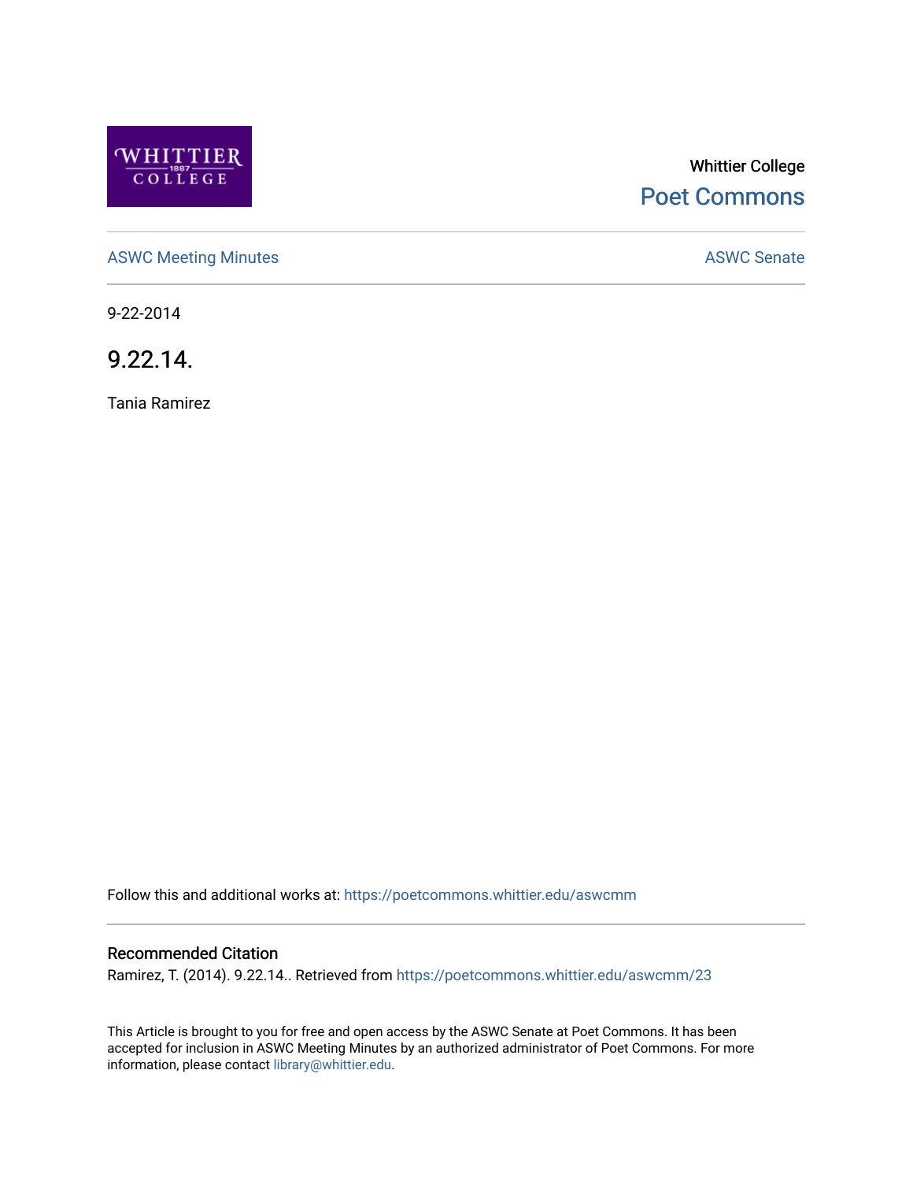Whittier College

Poet Commons

ASWC Meeting Minutes

ASWC Senate

9-22-2014

# 9.22.14.

Tania Ramirez

Follow this and additional works at: https://poetcommons.whittier.edu/aswcmm

## Recommended Citation

Ramirez, T. (2014). 9.22.14.. Retrieved from https://poetcommons.whittier.edu/aswcmm/23

This Article is brought to you for free and open access by the ASWC Senate at Poet Commons. It has been accepted for inclusion in ASWC Meeting Minutes by an authorized administrator of Poet Commons. For more information, please contact library@whittier.edu.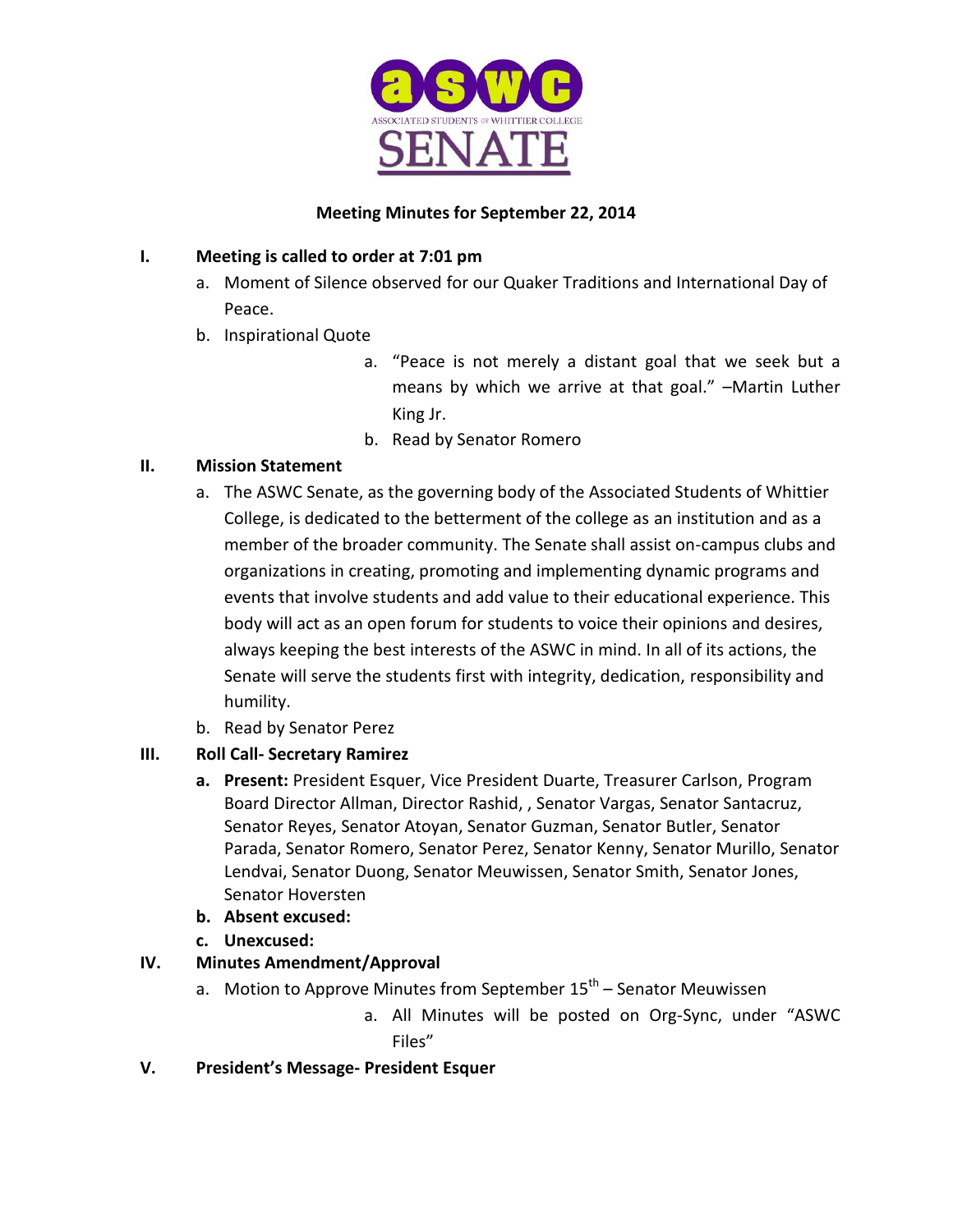ASSOCIATED STUDENTS of WHITTIER COLLEGE

# SENATE

## Meeting Minutes for September 22, 2014

**I. Meeting is called to order at 7:01 pm**

a. Moment of Silence observed for our Quaker Traditions and International Day of Peace.

b. Inspirational Quote

   a. "Peace is not merely a distant goal that we seek but a means by which we arrive at that goal." –Martin Luther King Jr.

   b. Read by Senator Romero

**II. Mission Statement**

a. The ASWC Senate, as the governing body of the Associated Students of Whittier College, is dedicated to the betterment of the college as an institution and as a member of the broader community. The Senate shall assist on-campus clubs and organizations in creating, promoting and implementing dynamic programs and events that involve students and add value to their educational experience. This body will act as an open forum for students to voice their opinions and desires, always keeping the best interests of the ASWC in mind. In all of its actions, the Senate will serve the students first with integrity, dedication, responsibility and humility.

b. Read by Senator Perez

**III. Roll Call- Secretary Ramirez**

**a. Present:** President Esquer, Vice President Duarte, Treasurer Carlson, Program Board Director Allman, Director Rashid, , Senator Vargas, Senator Santacruz, Senator Reyes, Senator Atoyan, Senator Guzman, Senator Butler, Senator Parada, Senator Romero, Senator Perez, Senator Kenny, Senator Murillo, Senator Lendvai, Senator Duong, Senator Meuwissen, Senator Smith, Senator Jones, Senator Hoversten

**b. Absent excused:**

**c. Unexcused:**

**IV. Minutes Amendment/Approval**

a. Motion to Approve Minutes from September 15th – Senator Meuwissen

   a. All Minutes will be posted on Org-Sync, under "ASWC Files"

**V. President's Message- President Esquer**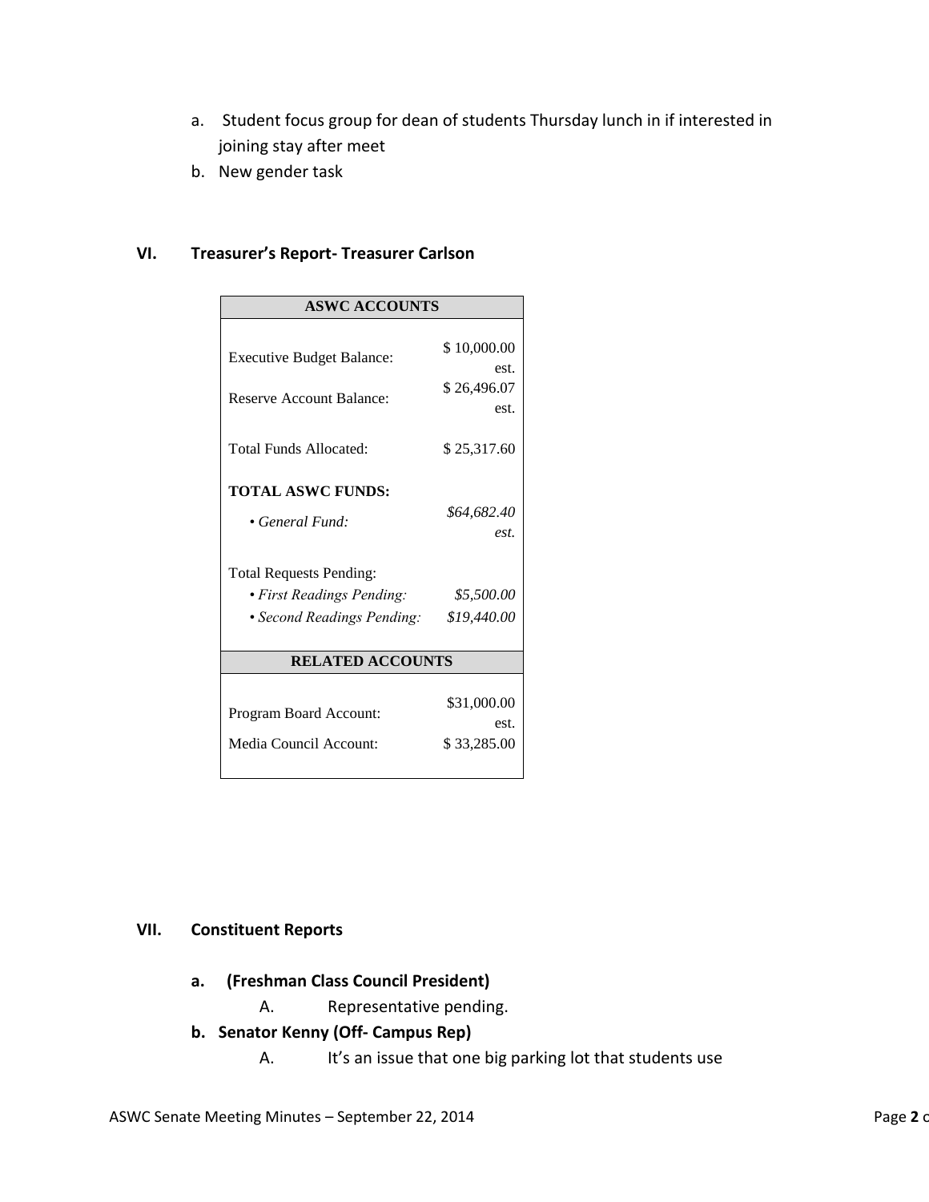a. Student focus group for dean of students Thursday lunch in if interested in joining stay after meet
b. New gender task

## VI. Treasurer's Report- Treasurer Carlson

| ASWC ACCOUNTS | |
|---|---|
| Executive Budget Balance: | $ 10,000.00 est. |
| Reserve Account Balance: | $ 26,496.07 est. |
| Total Funds Allocated: | $ 25,317.60 |
| **TOTAL ASWC FUNDS:** | |
| • *General Fund:* | *$64,682.40 est.* |
| Total Requests Pending: | |
| • *First Readings Pending:* | *$5,500.00* |
| • *Second Readings Pending:* | *$19,440.00* |
| **RELATED ACCOUNTS** | |
| Program Board Account: | $31,000.00 est. |
| Media Council Account: | $ 33,285.00 |

## VII. Constituent Reports

**a. (Freshman Class Council President)**

A. Representative pending.

**b. Senator Kenny (Off- Campus Rep)**

A. It's an issue that one big parking lot that students use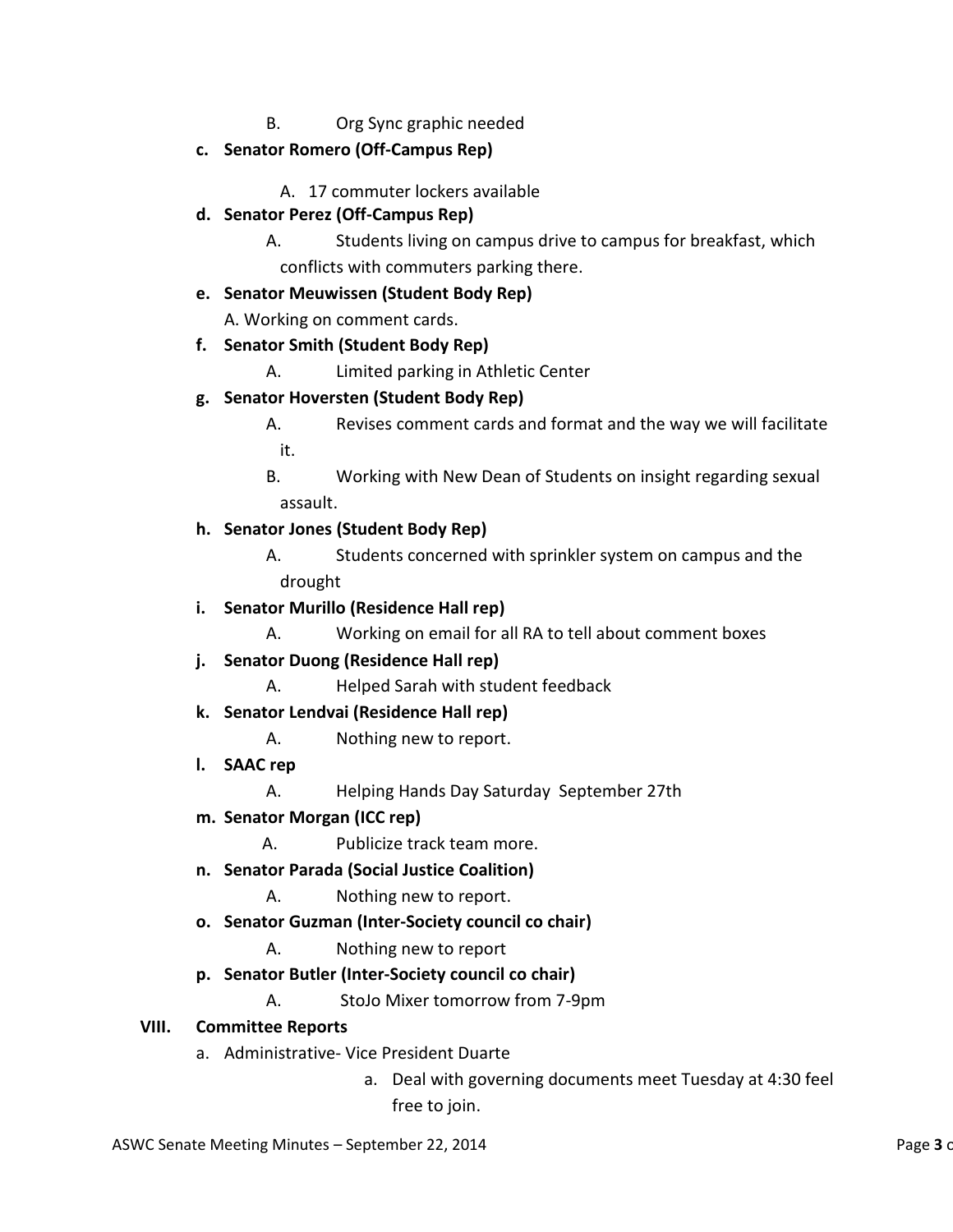B. Org Sync graphic needed

c. **Senator Romero (Off-Campus Rep)**

   A. 17 commuter lockers available

d. **Senator Perez (Off-Campus Rep)**

   A. Students living on campus drive to campus for breakfast, which conflicts with commuters parking there.

e. **Senator Meuwissen (Student Body Rep)**

   A. Working on comment cards.

f. **Senator Smith (Student Body Rep)**

   A. Limited parking in Athletic Center

g. **Senator Hoversten (Student Body Rep)**

   A. Revises comment cards and format and the way we will facilitate it.

   B. Working with New Dean of Students on insight regarding sexual assault.

h. **Senator Jones (Student Body Rep)**

   A. Students concerned with sprinkler system on campus and the drought

i. **Senator Murillo (Residence Hall rep)**

   A. Working on email for all RA to tell about comment boxes

j. **Senator Duong (Residence Hall rep)**

   A. Helped Sarah with student feedback

k. **Senator Lendvai (Residence Hall rep)**

   A. Nothing new to report.

l. **SAAC rep**

   A. Helping Hands Day Saturday September 27th

m. **Senator Morgan (ICC rep)**

   A. Publicize track team more.

n. **Senator Parada (Social Justice Coalition)**

   A. Nothing new to report.

o. **Senator Guzman (Inter-Society council co chair)**

   A. Nothing new to report

p. **Senator Butler (Inter-Society council co chair)**

   A. StoJo Mixer tomorrow from 7-9pm

**VIII. Committee Reports**

a. Administrative- Vice President Duarte

   a. Deal with governing documents meet Tuesday at 4:30 feel free to join.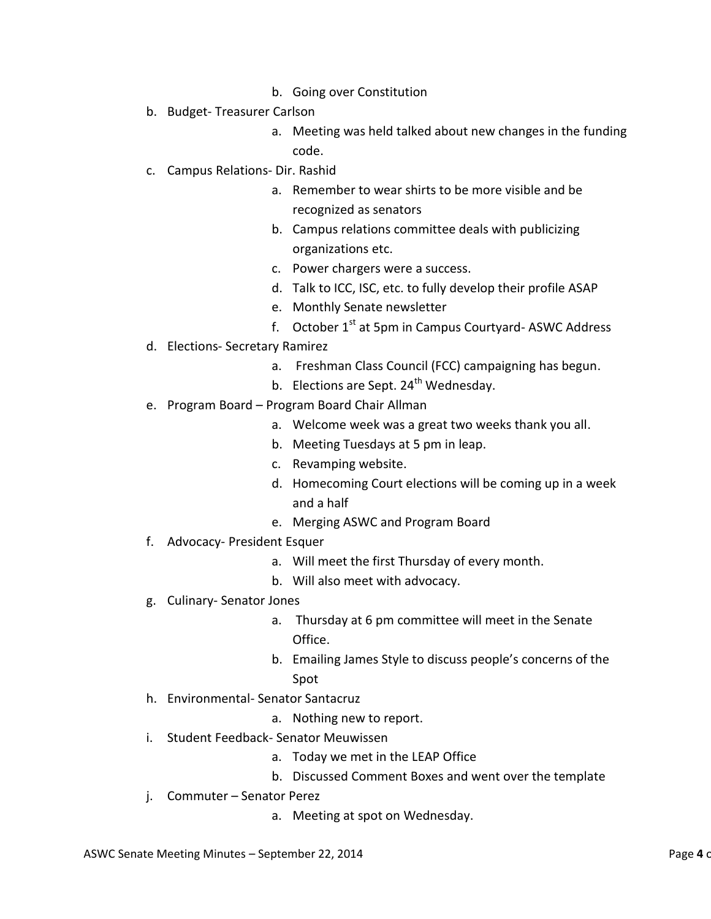- b. Going over Constitution
- b. Budget- Treasurer Carlson
   - a. Meeting was held talked about new changes in the funding code.
- c. Campus Relations- Dir. Rashid
   - a. Remember to wear shirts to be more visible and be recognized as senators
   - b. Campus relations committee deals with publicizing organizations etc.
   - c. Power chargers were a success.
   - d. Talk to ICC, ISC, etc. to fully develop their profile ASAP
   - e. Monthly Senate newsletter
   - f. October 1st at 5pm in Campus Courtyard- ASWC Address
- d. Elections- Secretary Ramirez
   - a. Freshman Class Council (FCC) campaigning has begun.
   - b. Elections are Sept. 24th Wednesday.
- e. Program Board – Program Board Chair Allman
   - a. Welcome week was a great two weeks thank you all.
   - b. Meeting Tuesdays at 5 pm in leap.
   - c. Revamping website.
   - d. Homecoming Court elections will be coming up in a week and a half
   - e. Merging ASWC and Program Board
- f. Advocacy- President Esquer
   - a. Will meet the first Thursday of every month.
   - b. Will also meet with advocacy.
- g. Culinary- Senator Jones
   - a. Thursday at 6 pm committee will meet in the Senate Office.
   - b. Emailing James Style to discuss people's concerns of the Spot
- h. Environmental- Senator Santacruz
   - a. Nothing new to report.
- i. Student Feedback- Senator Meuwissen
   - a. Today we met in the LEAP Office
   - b. Discussed Comment Boxes and went over the template
- j. Commuter – Senator Perez
   - a. Meeting at spot on Wednesday.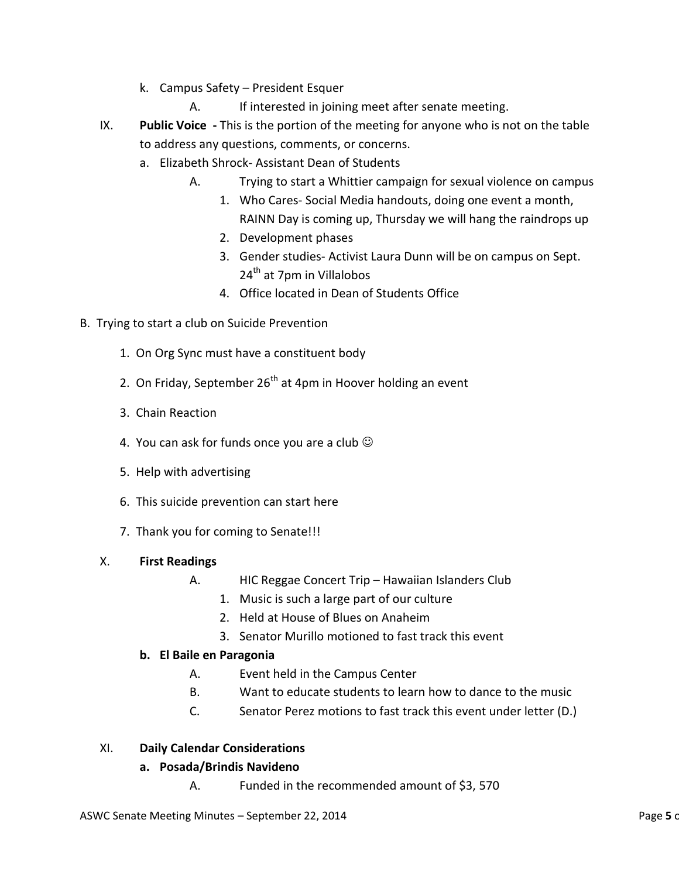k. Campus Safety – President Esquer

   A. If interested in joining meet after senate meeting.

IX. **Public Voice -** This is the portion of the meeting for anyone who is not on the table to address any questions, comments, or concerns.

   a. Elizabeth Shrock- Assistant Dean of Students

      A. Trying to start a Whittier campaign for sexual violence on campus

         1. Who Cares- Social Media handouts, doing one event a month, RAINN Day is coming up, Thursday we will hang the raindrops up
         2. Development phases
         3. Gender studies- Activist Laura Dunn will be on campus on Sept. 24th at 7pm in Villalobos
         4. Office located in Dean of Students Office

B. Trying to start a club on Suicide Prevention

   1. On Org Sync must have a constituent body
   2. On Friday, September 26th at 4pm in Hoover holding an event
   3. Chain Reaction
   4. You can ask for funds once you are a club ☺
   5. Help with advertising
   6. This suicide prevention can start here
   7. Thank you for coming to Senate!!!

X. **First Readings**

   A. HIC Reggae Concert Trip – Hawaiian Islanders Club

      1. Music is such a large part of our culture
      2. Held at House of Blues on Anaheim
      3. Senator Murillo motioned to fast track this event

   **b. El Baile en Paragonia**

      A. Event held in the Campus Center
      B. Want to educate students to learn how to dance to the music
      C. Senator Perez motions to fast track this event under letter (D.)

XI. **Daily Calendar Considerations**

   **a. Posada/Brindis Navideno**

      A. Funded in the recommended amount of $3, 570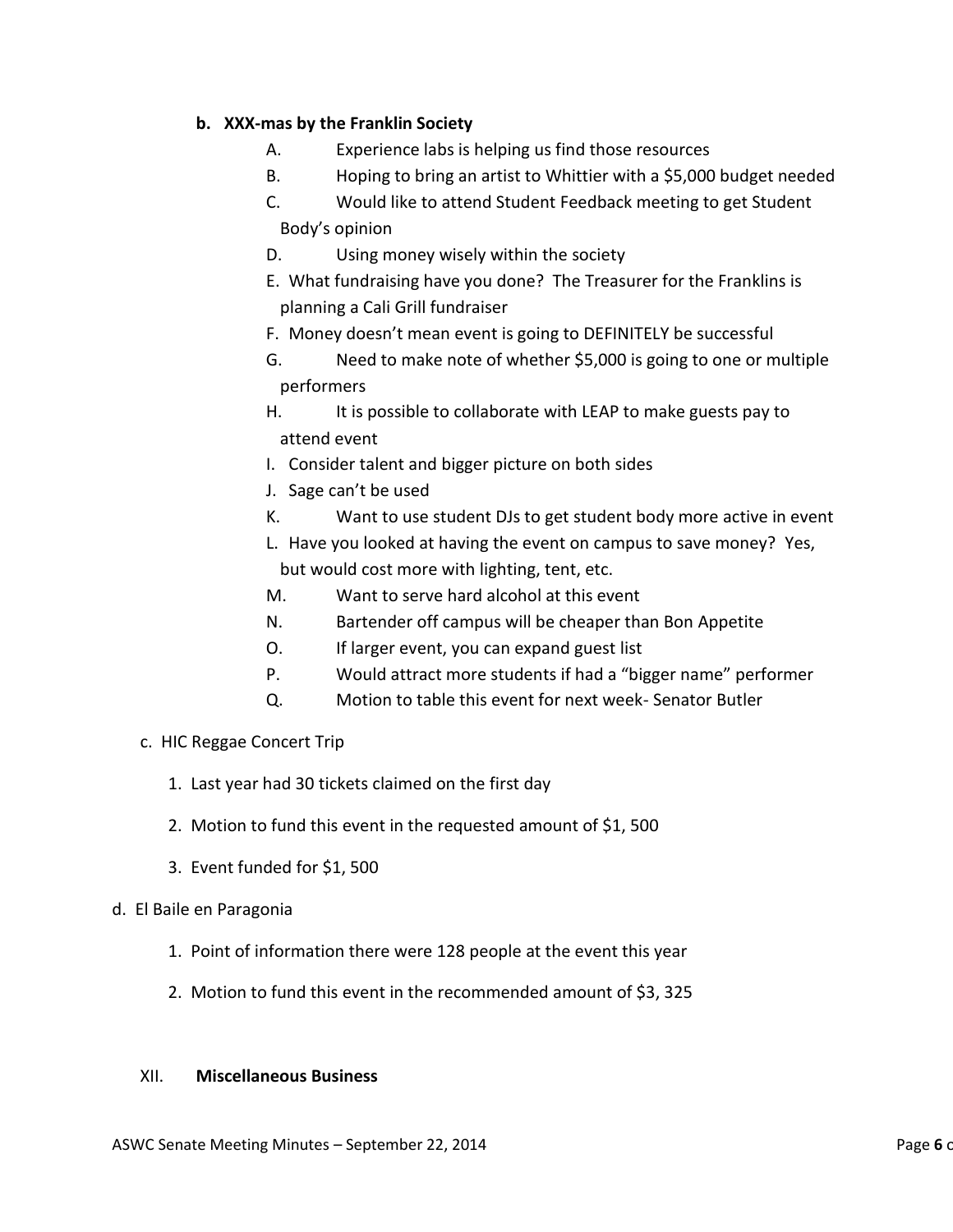**b. XXX-mas by the Franklin Society**

A. Experience labs is helping us find those resources

B. Hoping to bring an artist to Whittier with a $5,000 budget needed

C. Would like to attend Student Feedback meeting to get Student Body's opinion

D. Using money wisely within the society

E. What fundraising have you done? The Treasurer for the Franklins is planning a Cali Grill fundraiser

F. Money doesn't mean event is going to DEFINITELY be successful

G. Need to make note of whether $5,000 is going to one or multiple performers

H. It is possible to collaborate with LEAP to make guests pay to attend event

I. Consider talent and bigger picture on both sides

J. Sage can't be used

K. Want to use student DJs to get student body more active in event

L. Have you looked at having the event on campus to save money? Yes, but would cost more with lighting, tent, etc.

M. Want to serve hard alcohol at this event

N. Bartender off campus will be cheaper than Bon Appetite

O. If larger event, you can expand guest list

P. Would attract more students if had a "bigger name" performer

Q. Motion to table this event for next week- Senator Butler

c. HIC Reggae Concert Trip

1. Last year had 30 tickets claimed on the first day
2. Motion to fund this event in the requested amount of $1, 500
3. Event funded for $1, 500

d. El Baile en Paragonia

1. Point of information there were 128 people at the event this year
2. Motion to fund this event in the recommended amount of $3, 325

XII. **Miscellaneous Business**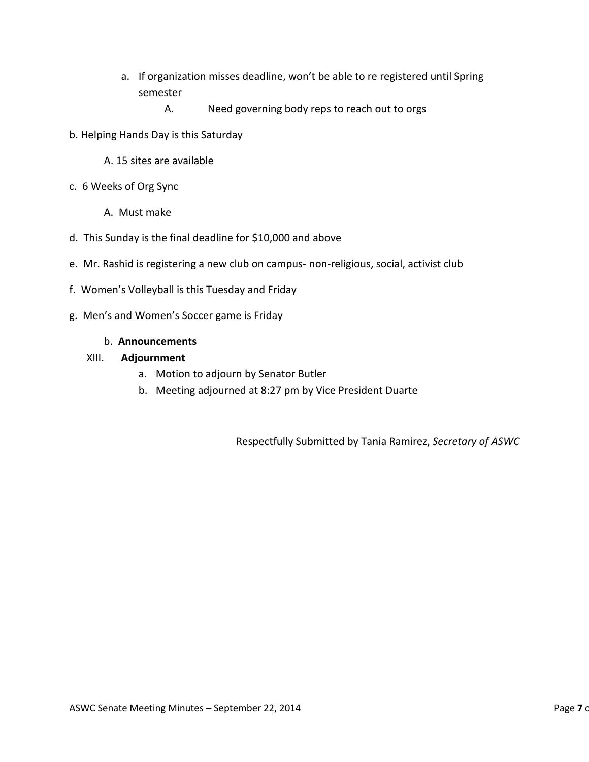a. If organization misses deadline, won't be able to re registered until Spring semester
    A. Need governing body reps to reach out to orgs

b. Helping Hands Day is this Saturday
    A. 15 sites are available

c. 6 Weeks of Org Sync
    A. Must make

d. This Sunday is the final deadline for $10,000 and above

e. Mr. Rashid is registering a new club on campus- non-religious, social, activist club

f. Women's Volleyball is this Tuesday and Friday

g. Men's and Women's Soccer game is Friday

b. **Announcements**

XIII. **Adjournment**
   a. Motion to adjourn by Senator Butler
   b. Meeting adjourned at 8:27 pm by Vice President Duarte

Respectfully Submitted by Tania Ramirez, *Secretary of ASWC*